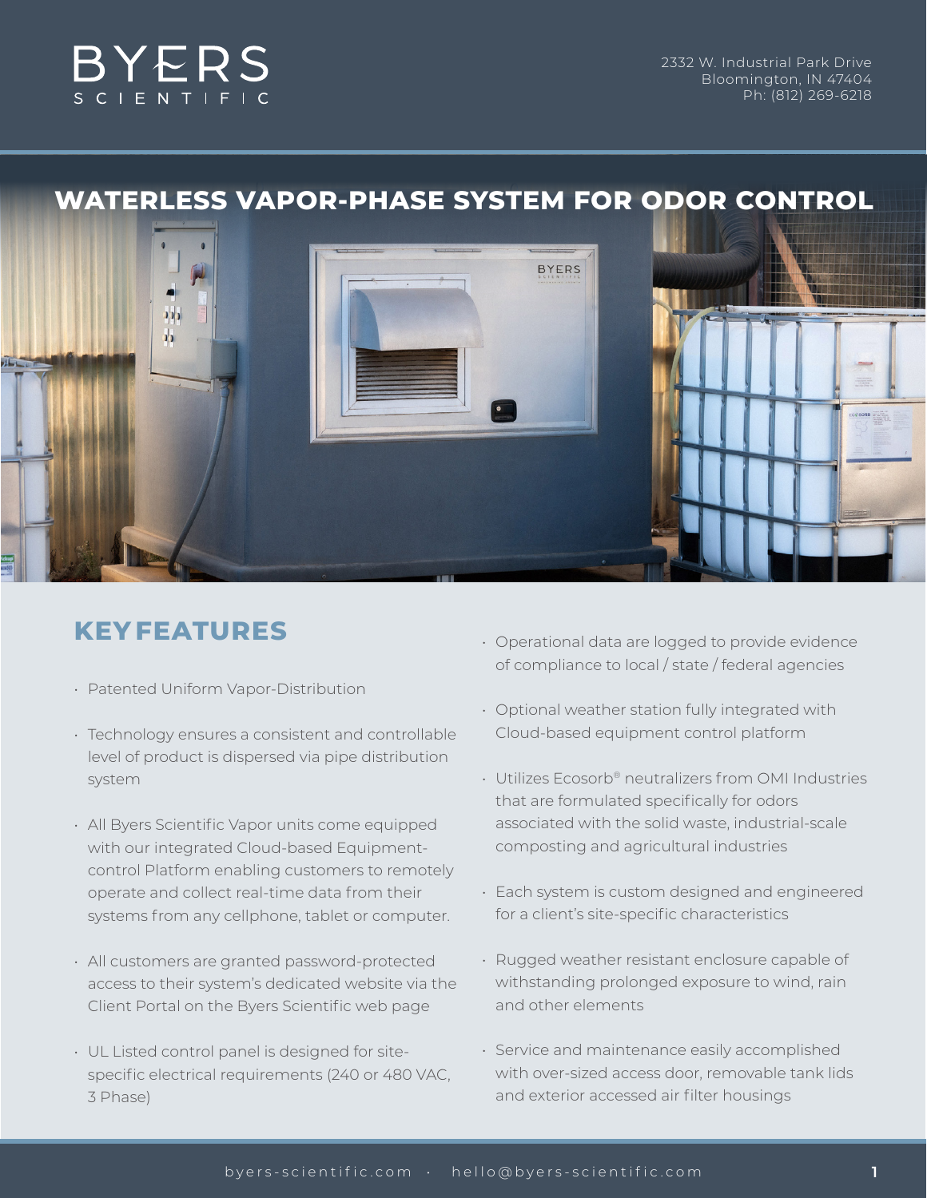# BYERS SCIENTIFIC

2332 W. Industrial Park Drive
Bloomington, IN 47404
Ph: (812) 269-6218

## WATERLESS VAPOR-PHASE SYSTEM FOR ODOR CONTROL

## KEY FEATURES

- Patented Uniform Vapor-Distribution
- Technology ensures a consistent and controllable level of product is dispersed via pipe distribution system
- All Byers Scientific Vapor units come equipped with our integrated Cloud-based Equipment-control Platform enabling customers to remotely operate and collect real-time data from their systems from any cellphone, tablet or computer.
- All customers are granted password-protected access to their system's dedicated website via the Client Portal on the Byers Scientific web page
- UL Listed control panel is designed for site-specific electrical requirements (240 or 480 VAC, 3 Phase)
- Operational data are logged to provide evidence of compliance to local / state / federal agencies
- Optional weather station fully integrated with Cloud-based equipment control platform
- Utilizes Ecosorb® neutralizers from OMI Industries that are formulated specifically for odors associated with the solid waste, industrial-scale composting and agricultural industries
- Each system is custom designed and engineered for a client's site-specific characteristics
- Rugged weather resistant enclosure capable of withstanding prolonged exposure to wind, rain and other elements
- Service and maintenance easily accomplished with over-sized access door, removable tank lids and exterior accessed air filter housings

byers-scientific.com · hello@byers-scientific.com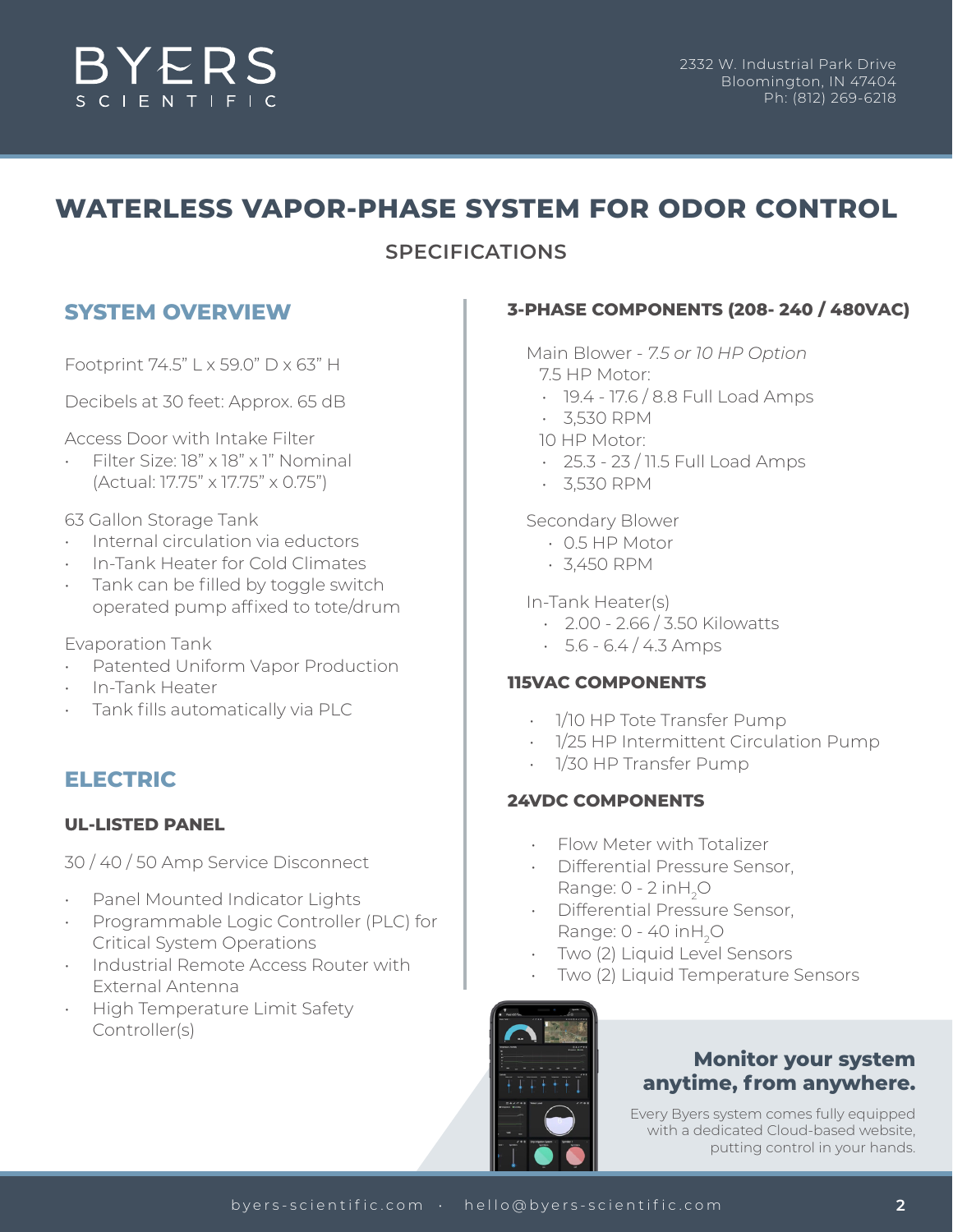# BYERS SCIENTIFIC

2332 W. Industrial Park Drive
Bloomington, IN 47404
Ph: (812) 269-6218

# WATERLESS VAPOR-PHASE SYSTEM FOR ODOR CONTROL

## SPECIFICATIONS

## SYSTEM OVERVIEW

Footprint 74.5" L x 59.0" D x 63" H

Decibels at 30 feet: Approx. 65 dB

Access Door with Intake Filter

- Filter Size: 18" x 18" x 1" Nominal (Actual: 17.75" x 17.75" x 0.75")

63 Gallon Storage Tank

- Internal circulation via eductors
- In-Tank Heater for Cold Climates
- Tank can be filled by toggle switch operated pump affixed to tote/drum

Evaporation Tank

- Patented Uniform Vapor Production
- In-Tank Heater
- Tank fills automatically via PLC

## ELECTRIC

### UL-LISTED PANEL

30 / 40 / 50 Amp Service Disconnect

- Panel Mounted Indicator Lights
- Programmable Logic Controller (PLC) for Critical System Operations
- Industrial Remote Access Router with External Antenna
- High Temperature Limit Safety Controller(s)

### 3-PHASE COMPONENTS (208- 240 / 480VAC)

Main Blower - *7.5 or 10 HP Option*

7.5 HP Motor:

- 19.4 - 17.6 / 8.8 Full Load Amps
- 3,530 RPM

10 HP Motor:

- 25.3 - 23 / 11.5 Full Load Amps
- 3,530 RPM

Secondary Blower

- 0.5 HP Motor
- 3,450 RPM

In-Tank Heater(s)

- 2.00 - 2.66 / 3.50 Kilowatts
- 5.6 - 6.4 / 4.3 Amps

### 115VAC COMPONENTS

- 1/10 HP Tote Transfer Pump
- 1/25 HP Intermittent Circulation Pump
- 1/30 HP Transfer Pump

### 24VDC COMPONENTS

- Flow Meter with Totalizer
- Differential Pressure Sensor, Range: 0 - 2 in$H_2O$
- Differential Pressure Sensor, Range: 0 - 40 in$H_2O$
- Two (2) Liquid Level Sensors
- Two (2) Liquid Temperature Sensors

**Monitor your system anytime, from anywhere.**

Every Byers system comes fully equipped with a dedicated Cloud-based website, putting control in your hands.

byers-scientific.com · hello@byers-scientific.com